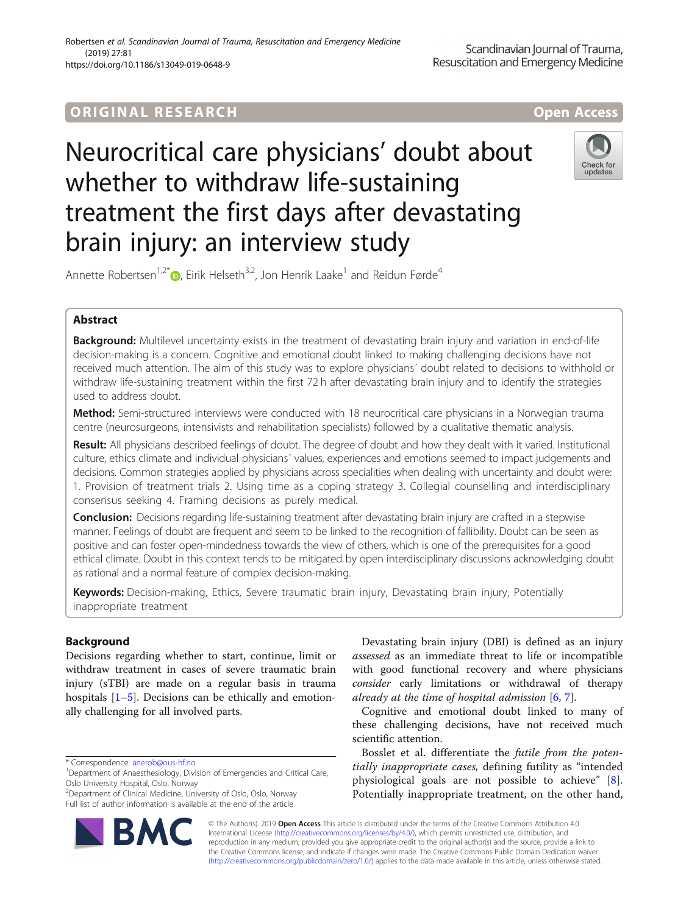ORIGINAL RESEARCH

Open Access

# Neurocritical care physicians' doubt about whether to withdraw life-sustaining treatment the first days after devastating brain injury: an interview study

Annette Robertsen[1,2*], Eirik Helseth[3,2], Jon Henrik Laake[1] and Reidun Førde[4]

## Abstract

**Background:** Multilevel uncertainty exists in the treatment of devastating brain injury and variation in end-of-life decision-making is a concern. Cognitive and emotional doubt linked to making challenging decisions have not received much attention. The aim of this study was to explore physicians´ doubt related to decisions to withhold or withdraw life-sustaining treatment within the first 72 h after devastating brain injury and to identify the strategies used to address doubt.

**Method:** Semi-structured interviews were conducted with 18 neurocritical care physicians in a Norwegian trauma centre (neurosurgeons, intensivists and rehabilitation specialists) followed by a qualitative thematic analysis.

**Result:** All physicians described feelings of doubt. The degree of doubt and how they dealt with it varied. Institutional culture, ethics climate and individual physicians´ values, experiences and emotions seemed to impact judgements and decisions. Common strategies applied by physicians across specialities when dealing with uncertainty and doubt were: 1. Provision of treatment trials 2. Using time as a coping strategy 3. Collegial counselling and interdisciplinary consensus seeking 4. Framing decisions as purely medical.

**Conclusion:** Decisions regarding life-sustaining treatment after devastating brain injury are crafted in a stepwise manner. Feelings of doubt are frequent and seem to be linked to the recognition of fallibility. Doubt can be seen as positive and can foster open-mindedness towards the view of others, which is one of the prerequisites for a good ethical climate. Doubt in this context tends to be mitigated by open interdisciplinary discussions acknowledging doubt as rational and a normal feature of complex decision-making.

**Keywords:** Decision-making, Ethics, Severe traumatic brain injury, Devastating brain injury, Potentially inappropriate treatment

## Background

Decisions regarding whether to start, continue, limit or withdraw treatment in cases of severe traumatic brain injury (sTBI) are made on a regular basis in trauma hospitals [1–5]. Decisions can be ethically and emotionally challenging for all involved parts.

Devastating brain injury (DBI) is defined as an injury *assessed* as an immediate threat to life or incompatible with good functional recovery and where physicians *consider* early limitations or withdrawal of therapy *already at the time of hospital admission* [6, 7].

Cognitive and emotional doubt linked to many of these challenging decisions, have not received much scientific attention.

Bosslet et al. differentiate the *futile from the potentially inappropriate cases*, defining futility as "intended physiological goals are not possible to achieve" [8]. Potentially inappropriate treatment, on the other hand,

\* Correspondence: anerob@ous-hf.no

[1]Department of Anaesthesiology, Division of Emergencies and Critical Care, Oslo University Hospital, Oslo, Norway

[2]Department of Clinical Medicine, University of Oslo, Oslo, Norway

Full list of author information is available at the end of the article

© The Author(s). 2019 **Open Access** This article is distributed under the terms of the Creative Commons Attribution 4.0 International License (http://creativecommons.org/licenses/by/4.0/), which permits unrestricted use, distribution, and reproduction in any medium, provided you give appropriate credit to the original author(s) and the source, provide a link to the Creative Commons license, and indicate if changes were made. The Creative Commons Public Domain Dedication waiver (http://creativecommons.org/publicdomain/zero/1.0/) applies to the data made available in this article, unless otherwise stated.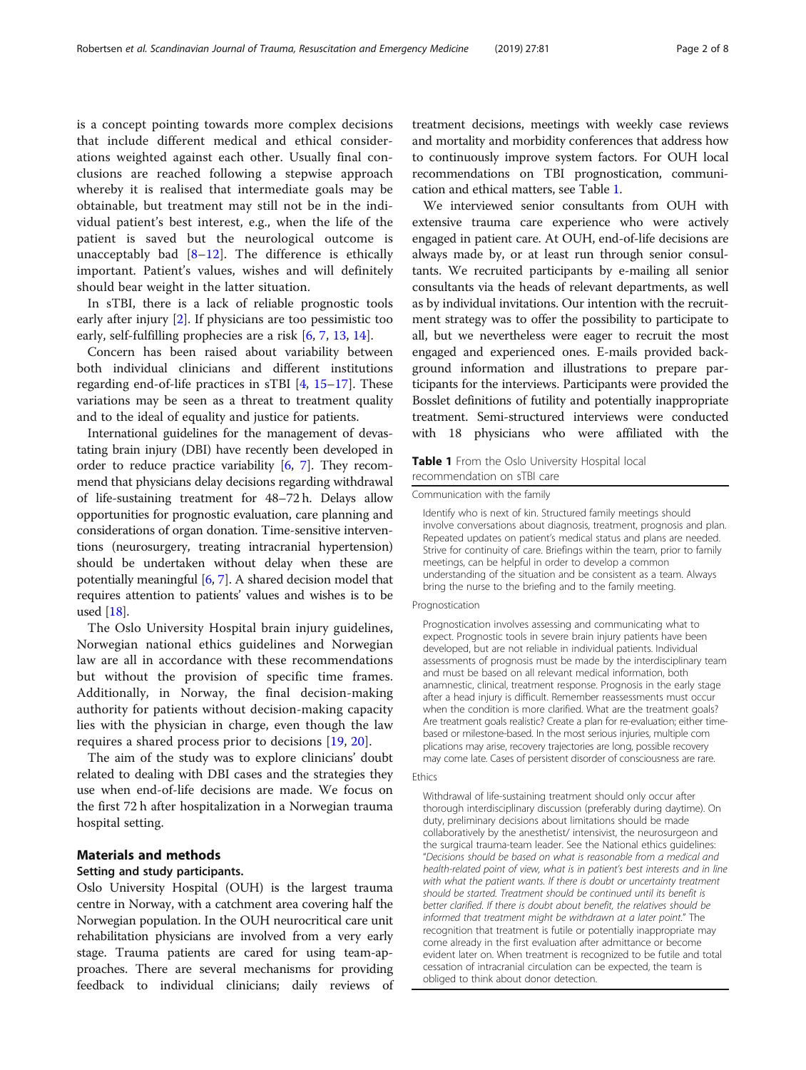is a concept pointing towards more complex decisions that include different medical and ethical considerations weighted against each other. Usually final conclusions are reached following a stepwise approach whereby it is realised that intermediate goals may be obtainable, but treatment may still not be in the individual patient's best interest, e.g., when the life of the patient is saved but the neurological outcome is unacceptably bad [8–12]. The difference is ethically important. Patient's values, wishes and will definitely should bear weight in the latter situation.

In sTBI, there is a lack of reliable prognostic tools early after injury [2]. If physicians are too pessimistic too early, self-fulfilling prophecies are a risk [6, 7, 13, 14].

Concern has been raised about variability between both individual clinicians and different institutions regarding end-of-life practices in sTBI [4, 15–17]. These variations may be seen as a threat to treatment quality and to the ideal of equality and justice for patients.

International guidelines for the management of devastating brain injury (DBI) have recently been developed in order to reduce practice variability [6, 7]. They recommend that physicians delay decisions regarding withdrawal of life-sustaining treatment for 48–72 h. Delays allow opportunities for prognostic evaluation, care planning and considerations of organ donation. Time-sensitive interventions (neurosurgery, treating intracranial hypertension) should be undertaken without delay when these are potentially meaningful [6, 7]. A shared decision model that requires attention to patients' values and wishes is to be used [18].

The Oslo University Hospital brain injury guidelines, Norwegian national ethics guidelines and Norwegian law are all in accordance with these recommendations but without the provision of specific time frames. Additionally, in Norway, the final decision-making authority for patients without decision-making capacity lies with the physician in charge, even though the law requires a shared process prior to decisions [19, 20].

The aim of the study was to explore clinicians' doubt related to dealing with DBI cases and the strategies they use when end-of-life decisions are made. We focus on the first 72 h after hospitalization in a Norwegian trauma hospital setting.

## Materials and methods

### Setting and study participants.

Oslo University Hospital (OUH) is the largest trauma centre in Norway, with a catchment area covering half the Norwegian population. In the OUH neurocritical care unit rehabilitation physicians are involved from a very early stage. Trauma patients are cared for using team-approaches. There are several mechanisms for providing feedback to individual clinicians; daily reviews of treatment decisions, meetings with weekly case reviews and mortality and morbidity conferences that address how to continuously improve system factors. For OUH local recommendations on TBI prognostication, communication and ethical matters, see Table 1.

We interviewed senior consultants from OUH with extensive trauma care experience who were actively engaged in patient care. At OUH, end-of-life decisions are always made by, or at least run through senior consultants. We recruited participants by e-mailing all senior consultants via the heads of relevant departments, as well as by individual invitations. Our intention with the recruitment strategy was to offer the possibility to participate to all, but we nevertheless were eager to recruit the most engaged and experienced ones. E-mails provided background information and illustrations to prepare participants for the interviews. Participants were provided the Bosslet definitions of futility and potentially inappropriate treatment. Semi-structured interviews were conducted with 18 physicians who were affiliated with the

**Table 1** From the Oslo University Hospital local recommendation on sTBI care

| |
|---|
| Communication with the family |
| Identify who is next of kin. Structured family meetings should involve conversations about diagnosis, treatment, prognosis and plan. Repeated updates on patient's medical status and plans are needed. Strive for continuity of care. Briefings within the team, prior to family meetings, can be helpful in order to develop a common understanding of the situation and be consistent as a team. Always bring the nurse to the briefing and to the family meeting. |
| Prognostication |
| Prognostication involves assessing and communicating what to expect. Prognostic tools in severe brain injury patients have been developed, but are not reliable in individual patients. Individual assessments of prognosis must be made by the interdisciplinary team and must be based on all relevant medical information, both anamnestic, clinical, treatment response. Prognosis in the early stage after a head injury is difficult. Remember reassessments must occur when the condition is more clarified. What are the treatment goals? Are treatment goals realistic? Create a plan for re-evaluation; either time-based or milestone-based. In the most serious injuries, multiple complications may arise, recovery trajectories are long, possible recovery may come late. Cases of persistent disorder of consciousness are rare. |
| Ethics |
| Withdrawal of life-sustaining treatment should only occur after thorough interdisciplinary discussion (preferably during daytime). On duty, preliminary decisions about limitations should be made collaboratively by the anesthetist/ intensivist, the neurosurgeon and the surgical trauma-team leader. See the National ethics guidelines: "*Decisions should be based on what is reasonable from a medical and health-related point of view, what is in patient's best interests and in line with what the patient wants. If there is doubt or uncertainty treatment should be started. Treatment should be continued until its benefit is better clarified. If there is doubt about benefit, the relatives should be informed that treatment might be withdrawn at a later point.*" The recognition that treatment is futile or potentially inappropriate may come already in the first evaluation after admittance or become evident later on. When treatment is recognized to be futile and total cessation of intracranial circulation can be expected, the team is obliged to think about donor detection. |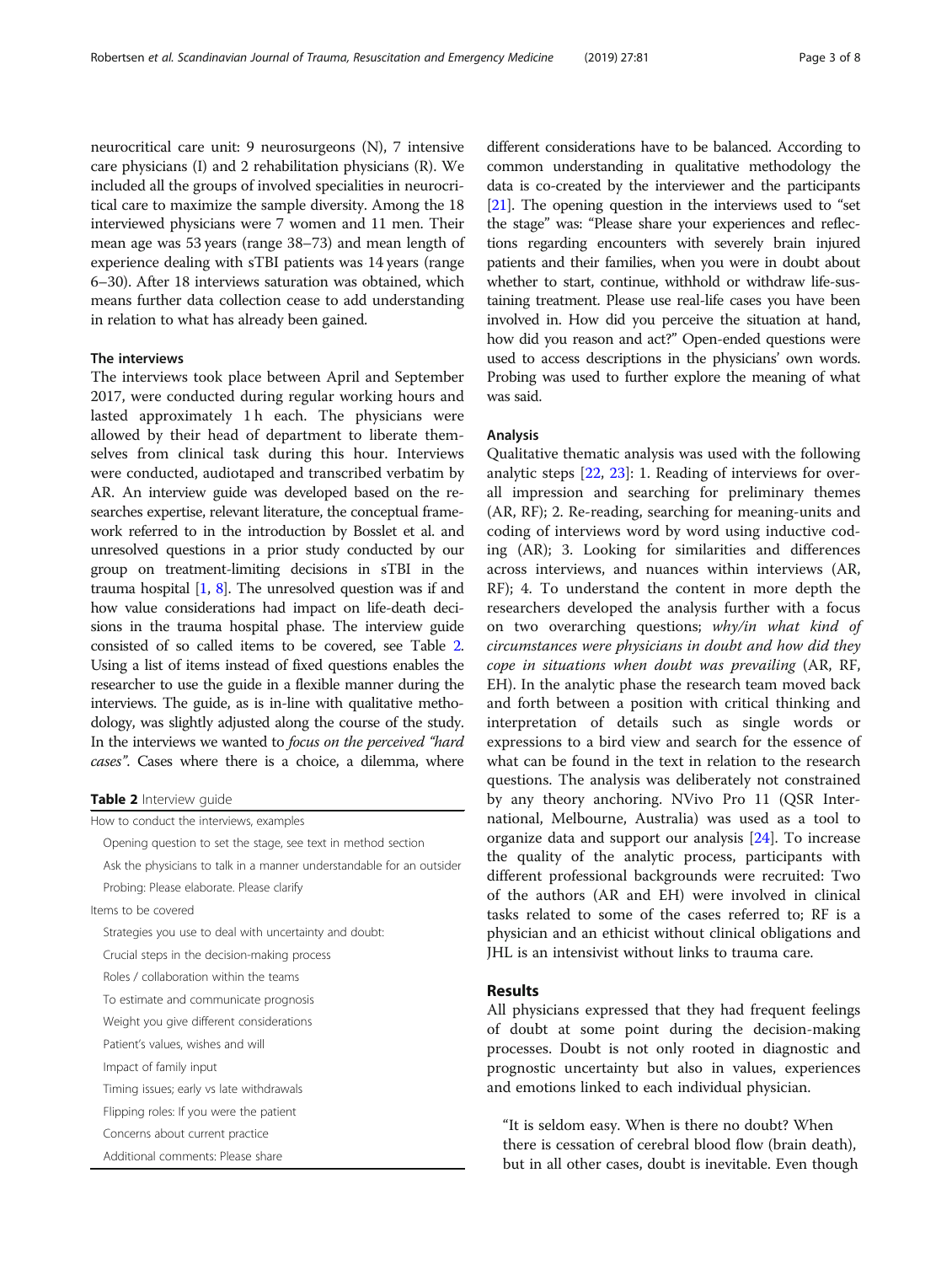neurocritical care unit: 9 neurosurgeons (N), 7 intensive care physicians (I) and 2 rehabilitation physicians (R). We included all the groups of involved specialities in neurocritical care to maximize the sample diversity. Among the 18 interviewed physicians were 7 women and 11 men. Their mean age was 53 years (range 38–73) and mean length of experience dealing with sTBI patients was 14 years (range 6–30). After 18 interviews saturation was obtained, which means further data collection cease to add understanding in relation to what has already been gained.

### The interviews

The interviews took place between April and September 2017, were conducted during regular working hours and lasted approximately 1 h each. The physicians were allowed by their head of department to liberate themselves from clinical task during this hour. Interviews were conducted, audiotaped and transcribed verbatim by AR. An interview guide was developed based on the researches expertise, relevant literature, the conceptual framework referred to in the introduction by Bosslet et al. and unresolved questions in a prior study conducted by our group on treatment-limiting decisions in sTBI in the trauma hospital [1, 8]. The unresolved question was if and how value considerations had impact on life-death decisions in the trauma hospital phase. The interview guide consisted of so called items to be covered, see Table 2. Using a list of items instead of fixed questions enables the researcher to use the guide in a flexible manner during the interviews. The guide, as is in-line with qualitative methodology, was slightly adjusted along the course of the study. In the interviews we wanted to *focus on the perceived "hard cases"*. Cases where there is a choice, a dilemma, where different considerations have to be balanced. According to common understanding in qualitative methodology the data is co-created by the interviewer and the participants [21]. The opening question in the interviews used to "set the stage" was: "Please share your experiences and reflections regarding encounters with severely brain injured patients and their families, when you were in doubt about whether to start, continue, withhold or withdraw life-sustaining treatment. Please use real-life cases you have been involved in. How did you perceive the situation at hand, how did you reason and act?" Open-ended questions were used to access descriptions in the physicians' own words. Probing was used to further explore the meaning of what was said.

**Table 2** Interview guide

| |
|---|
| How to conduct the interviews, examples |
| Opening question to set the stage, see text in method section |
| Ask the physicians to talk in a manner understandable for an outsider |
| Probing: Please elaborate. Please clarify |
| Items to be covered |
| Strategies you use to deal with uncertainty and doubt: |
| Crucial steps in the decision-making process |
| Roles / collaboration within the teams |
| To estimate and communicate prognosis |
| Weight you give different considerations |
| Patient's values, wishes and will |
| Impact of family input |
| Timing issues; early vs late withdrawals |
| Flipping roles: If you were the patient |
| Concerns about current practice |
| Additional comments: Please share |

### Analysis

Qualitative thematic analysis was used with the following analytic steps [22, 23]: 1. Reading of interviews for overall impression and searching for preliminary themes (AR, RF); 2. Re-reading, searching for meaning-units and coding of interviews word by word using inductive coding (AR); 3. Looking for similarities and differences across interviews, and nuances within interviews (AR, RF); 4. To understand the content in more depth the researchers developed the analysis further with a focus on two overarching questions; *why/in what kind of circumstances were physicians in doubt and how did they cope in situations when doubt was prevailing* (AR, RF, EH). In the analytic phase the research team moved back and forth between a position with critical thinking and interpretation of details such as single words or expressions to a bird view and search for the essence of what can be found in the text in relation to the research questions. The analysis was deliberately not constrained by any theory anchoring. NVivo Pro 11 (QSR International, Melbourne, Australia) was used as a tool to organize data and support our analysis [24]. To increase the quality of the analytic process, participants with different professional backgrounds were recruited: Two of the authors (AR and EH) were involved in clinical tasks related to some of the cases referred to; RF is a physician and an ethicist without clinical obligations and JHL is an intensivist without links to trauma care.

## Results

All physicians expressed that they had frequent feelings of doubt at some point during the decision-making processes. Doubt is not only rooted in diagnostic and prognostic uncertainty but also in values, experiences and emotions linked to each individual physician.

> "It is seldom easy. When is there no doubt? When there is cessation of cerebral blood flow (brain death), but in all other cases, doubt is inevitable. Even though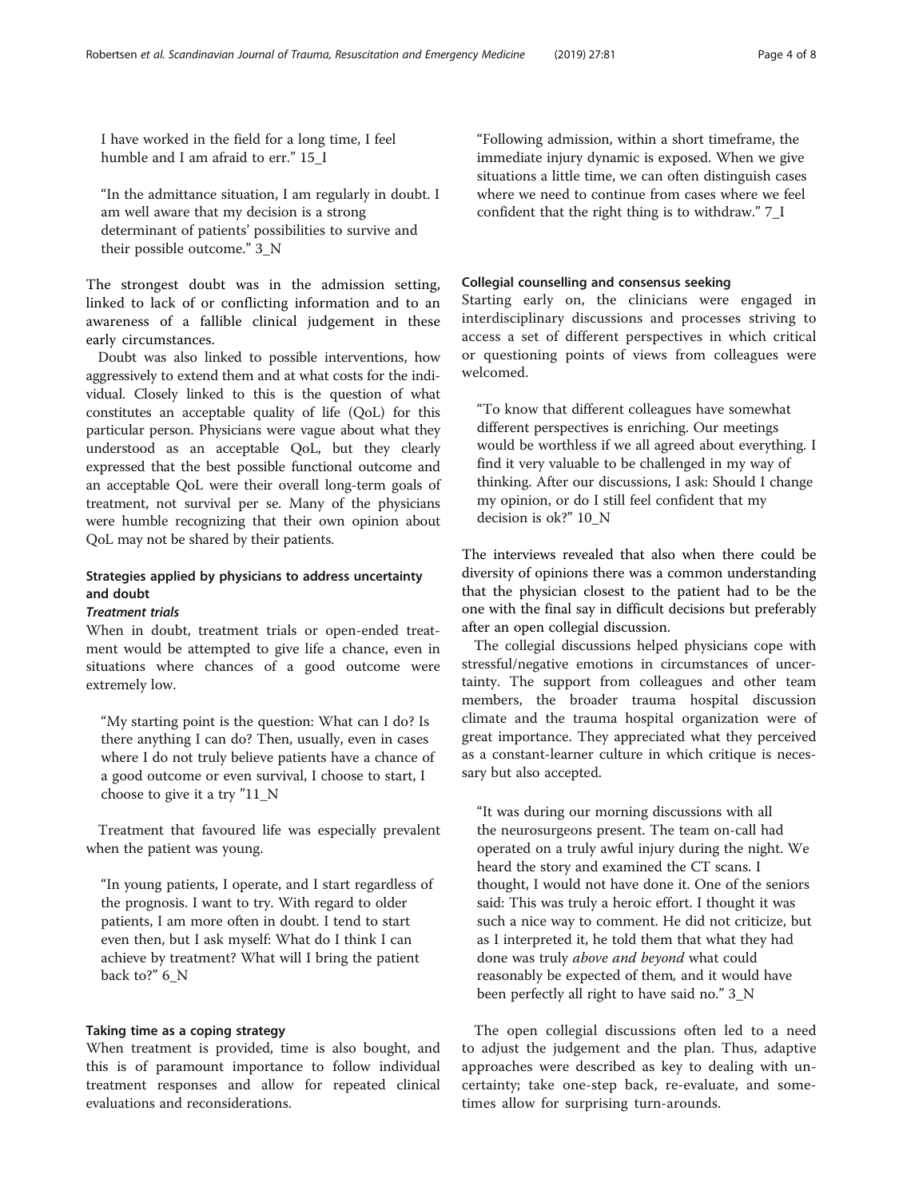I have worked in the field for a long time, I feel humble and I am afraid to err." 15_I

"In the admittance situation, I am regularly in doubt. I am well aware that my decision is a strong determinant of patients' possibilities to survive and their possible outcome." 3_N

The strongest doubt was in the admission setting, linked to lack of or conflicting information and to an awareness of a fallible clinical judgement in these early circumstances.

Doubt was also linked to possible interventions, how aggressively to extend them and at what costs for the individual. Closely linked to this is the question of what constitutes an acceptable quality of life (QoL) for this particular person. Physicians were vague about what they understood as an acceptable QoL, but they clearly expressed that the best possible functional outcome and an acceptable QoL were their overall long-term goals of treatment, not survival per se. Many of the physicians were humble recognizing that their own opinion about QoL may not be shared by their patients.

### Strategies applied by physicians to address uncertainty and doubt

#### *Treatment trials*

When in doubt, treatment trials or open-ended treatment would be attempted to give life a chance, even in situations where chances of a good outcome were extremely low.

"My starting point is the question: What can I do? Is there anything I can do? Then, usually, even in cases where I do not truly believe patients have a chance of a good outcome or even survival, I choose to start, I choose to give it a try "11_N

Treatment that favoured life was especially prevalent when the patient was young.

"In young patients, I operate, and I start regardless of the prognosis. I want to try. With regard to older patients, I am more often in doubt. I tend to start even then, but I ask myself: What do I think I can achieve by treatment? What will I bring the patient back to?" 6_N

### Taking time as a coping strategy

When treatment is provided, time is also bought, and this is of paramount importance to follow individual treatment responses and allow for repeated clinical evaluations and reconsiderations.

"Following admission, within a short timeframe, the immediate injury dynamic is exposed. When we give situations a little time, we can often distinguish cases where we need to continue from cases where we feel confident that the right thing is to withdraw." 7_I

### Collegial counselling and consensus seeking

Starting early on, the clinicians were engaged in interdisciplinary discussions and processes striving to access a set of different perspectives in which critical or questioning points of views from colleagues were welcomed.

"To know that different colleagues have somewhat different perspectives is enriching. Our meetings would be worthless if we all agreed about everything. I find it very valuable to be challenged in my way of thinking. After our discussions, I ask: Should I change my opinion, or do I still feel confident that my decision is ok?" 10_N

The interviews revealed that also when there could be diversity of opinions there was a common understanding that the physician closest to the patient had to be the one with the final say in difficult decisions but preferably after an open collegial discussion.

The collegial discussions helped physicians cope with stressful/negative emotions in circumstances of uncertainty. The support from colleagues and other team members, the broader trauma hospital discussion climate and the trauma hospital organization were of great importance. They appreciated what they perceived as a constant-learner culture in which critique is necessary but also accepted.

"It was during our morning discussions with all the neurosurgeons present. The team on-call had operated on a truly awful injury during the night. We heard the story and examined the CT scans. I thought, I would not have done it. One of the seniors said: This was truly a heroic effort. I thought it was such a nice way to comment. He did not criticize, but as I interpreted it, he told them that what they had done was truly *above and beyond* what could reasonably be expected of them, and it would have been perfectly all right to have said no." 3_N

The open collegial discussions often led to a need to adjust the judgement and the plan. Thus, adaptive approaches were described as key to dealing with uncertainty; take one-step back, re-evaluate, and sometimes allow for surprising turn-arounds.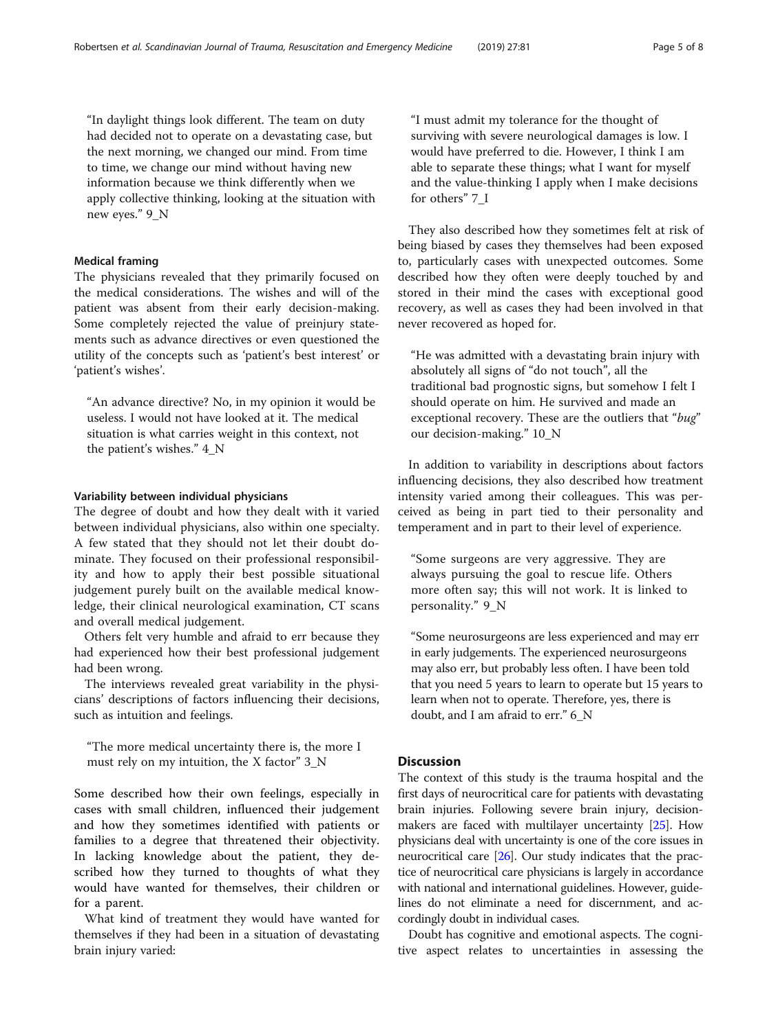"In daylight things look different. The team on duty had decided not to operate on a devastating case, but the next morning, we changed our mind. From time to time, we change our mind without having new information because we think differently when we apply collective thinking, looking at the situation with new eyes." 9_N

#### Medical framing

The physicians revealed that they primarily focused on the medical considerations. The wishes and will of the patient was absent from their early decision-making. Some completely rejected the value of preinjury statements such as advance directives or even questioned the utility of the concepts such as 'patient's best interest' or 'patient's wishes'.

"An advance directive? No, in my opinion it would be useless. I would not have looked at it. The medical situation is what carries weight in this context, not the patient's wishes." 4_N

#### Variability between individual physicians

The degree of doubt and how they dealt with it varied between individual physicians, also within one specialty. A few stated that they should not let their doubt dominate. They focused on their professional responsibility and how to apply their best possible situational judgement purely built on the available medical knowledge, their clinical neurological examination, CT scans and overall medical judgement.

Others felt very humble and afraid to err because they had experienced how their best professional judgement had been wrong.

The interviews revealed great variability in the physicians' descriptions of factors influencing their decisions, such as intuition and feelings.

"The more medical uncertainty there is, the more I must rely on my intuition, the X factor" 3_N

Some described how their own feelings, especially in cases with small children, influenced their judgement and how they sometimes identified with patients or families to a degree that threatened their objectivity. In lacking knowledge about the patient, they described how they turned to thoughts of what they would have wanted for themselves, their children or for a parent.

What kind of treatment they would have wanted for themselves if they had been in a situation of devastating brain injury varied:

"I must admit my tolerance for the thought of surviving with severe neurological damages is low. I would have preferred to die. However, I think I am able to separate these things; what I want for myself and the value-thinking I apply when I make decisions for others" 7_I

They also described how they sometimes felt at risk of being biased by cases they themselves had been exposed to, particularly cases with unexpected outcomes. Some described how they often were deeply touched by and stored in their mind the cases with exceptional good recovery, as well as cases they had been involved in that never recovered as hoped for.

"He was admitted with a devastating brain injury with absolutely all signs of "do not touch", all the traditional bad prognostic signs, but somehow I felt I should operate on him. He survived and made an exceptional recovery. These are the outliers that "*bug*" our decision-making." 10_N

In addition to variability in descriptions about factors influencing decisions, they also described how treatment intensity varied among their colleagues. This was perceived as being in part tied to their personality and temperament and in part to their level of experience.

"Some surgeons are very aggressive. They are always pursuing the goal to rescue life. Others more often say; this will not work. It is linked to personality." 9_N

"Some neurosurgeons are less experienced and may err in early judgements. The experienced neurosurgeons may also err, but probably less often. I have been told that you need 5 years to learn to operate but 15 years to learn when not to operate. Therefore, yes, there is doubt, and I am afraid to err." 6_N

## Discussion

The context of this study is the trauma hospital and the first days of neurocritical care for patients with devastating brain injuries. Following severe brain injury, decision-makers are faced with multilayer uncertainty [25]. How physicians deal with uncertainty is one of the core issues in neurocritical care [26]. Our study indicates that the practice of neurocritical care physicians is largely in accordance with national and international guidelines. However, guidelines do not eliminate a need for discernment, and accordingly doubt in individual cases.

Doubt has cognitive and emotional aspects. The cognitive aspect relates to uncertainties in assessing the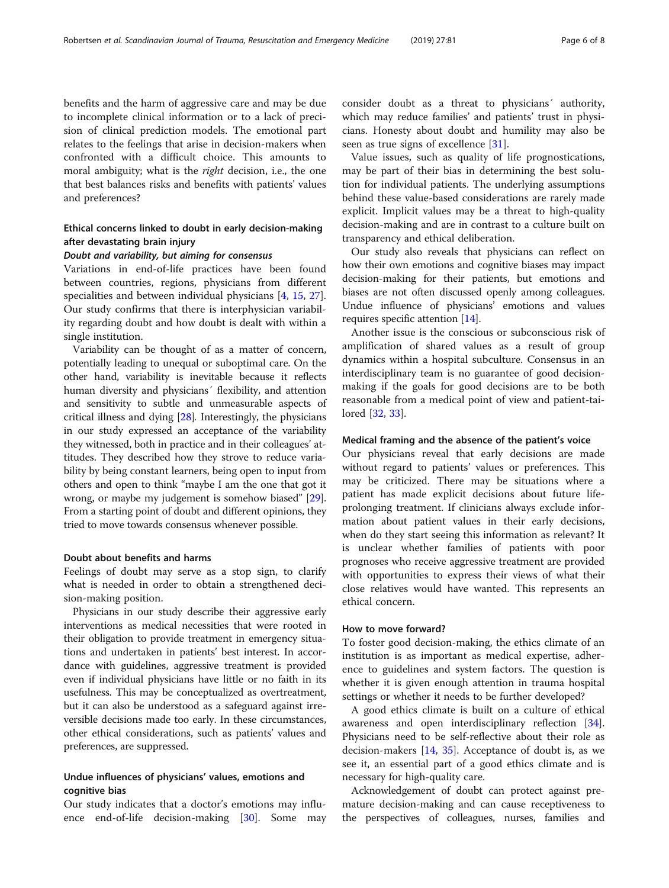benefits and the harm of aggressive care and may be due to incomplete clinical information or to a lack of precision of clinical prediction models. The emotional part relates to the feelings that arise in decision-makers when confronted with a difficult choice. This amounts to moral ambiguity; what is the *right* decision, i.e., the one that best balances risks and benefits with patients' values and preferences?

### Ethical concerns linked to doubt in early decision-making after devastating brain injury

#### *Doubt and variability, but aiming for consensus*

Variations in end-of-life practices have been found between countries, regions, physicians from different specialities and between individual physicians [4, 15, 27]. Our study confirms that there is interphysician variability regarding doubt and how doubt is dealt with within a single institution.

Variability can be thought of as a matter of concern, potentially leading to unequal or suboptimal care. On the other hand, variability is inevitable because it reflects human diversity and physicians´ flexibility, and attention and sensitivity to subtle and unmeasurable aspects of critical illness and dying [28]. Interestingly, the physicians in our study expressed an acceptance of the variability they witnessed, both in practice and in their colleagues' attitudes. They described how they strove to reduce variability by being constant learners, being open to input from others and open to think "maybe I am the one that got it wrong, or maybe my judgement is somehow biased" [29]. From a starting point of doubt and different opinions, they tried to move towards consensus whenever possible.

### Doubt about benefits and harms

Feelings of doubt may serve as a stop sign, to clarify what is needed in order to obtain a strengthened decision-making position.

Physicians in our study describe their aggressive early interventions as medical necessities that were rooted in their obligation to provide treatment in emergency situations and undertaken in patients' best interest. In accordance with guidelines, aggressive treatment is provided even if individual physicians have little or no faith in its usefulness. This may be conceptualized as overtreatment, but it can also be understood as a safeguard against irreversible decisions made too early. In these circumstances, other ethical considerations, such as patients' values and preferences, are suppressed.

### Undue influences of physicians' values, emotions and cognitive bias

Our study indicates that a doctor's emotions may influence end-of-life decision-making [30]. Some may consider doubt as a threat to physicians´ authority, which may reduce families' and patients' trust in physicians. Honesty about doubt and humility may also be seen as true signs of excellence [31].

Value issues, such as quality of life prognostications, may be part of their bias in determining the best solution for individual patients. The underlying assumptions behind these value-based considerations are rarely made explicit. Implicit values may be a threat to high-quality decision-making and are in contrast to a culture built on transparency and ethical deliberation.

Our study also reveals that physicians can reflect on how their own emotions and cognitive biases may impact decision-making for their patients, but emotions and biases are not often discussed openly among colleagues. Undue influence of physicians' emotions and values requires specific attention [14].

Another issue is the conscious or subconscious risk of amplification of shared values as a result of group dynamics within a hospital subculture. Consensus in an interdisciplinary team is no guarantee of good decision-making if the goals for good decisions are to be both reasonable from a medical point of view and patient-tailored [32, 33].

### Medical framing and the absence of the patient's voice

Our physicians reveal that early decisions are made without regard to patients' values or preferences. This may be criticized. There may be situations where a patient has made explicit decisions about future life-prolonging treatment. If clinicians always exclude information about patient values in their early decisions, when do they start seeing this information as relevant? It is unclear whether families of patients with poor prognoses who receive aggressive treatment are provided with opportunities to express their views of what their close relatives would have wanted. This represents an ethical concern.

### How to move forward?

To foster good decision-making, the ethics climate of an institution is as important as medical expertise, adherence to guidelines and system factors. The question is whether it is given enough attention in trauma hospital settings or whether it needs to be further developed?

A good ethics climate is built on a culture of ethical awareness and open interdisciplinary reflection [34]. Physicians need to be self-reflective about their role as decision-makers [14, 35]. Acceptance of doubt is, as we see it, an essential part of a good ethics climate and is necessary for high-quality care.

Acknowledgement of doubt can protect against premature decision-making and can cause receptiveness to the perspectives of colleagues, nurses, families and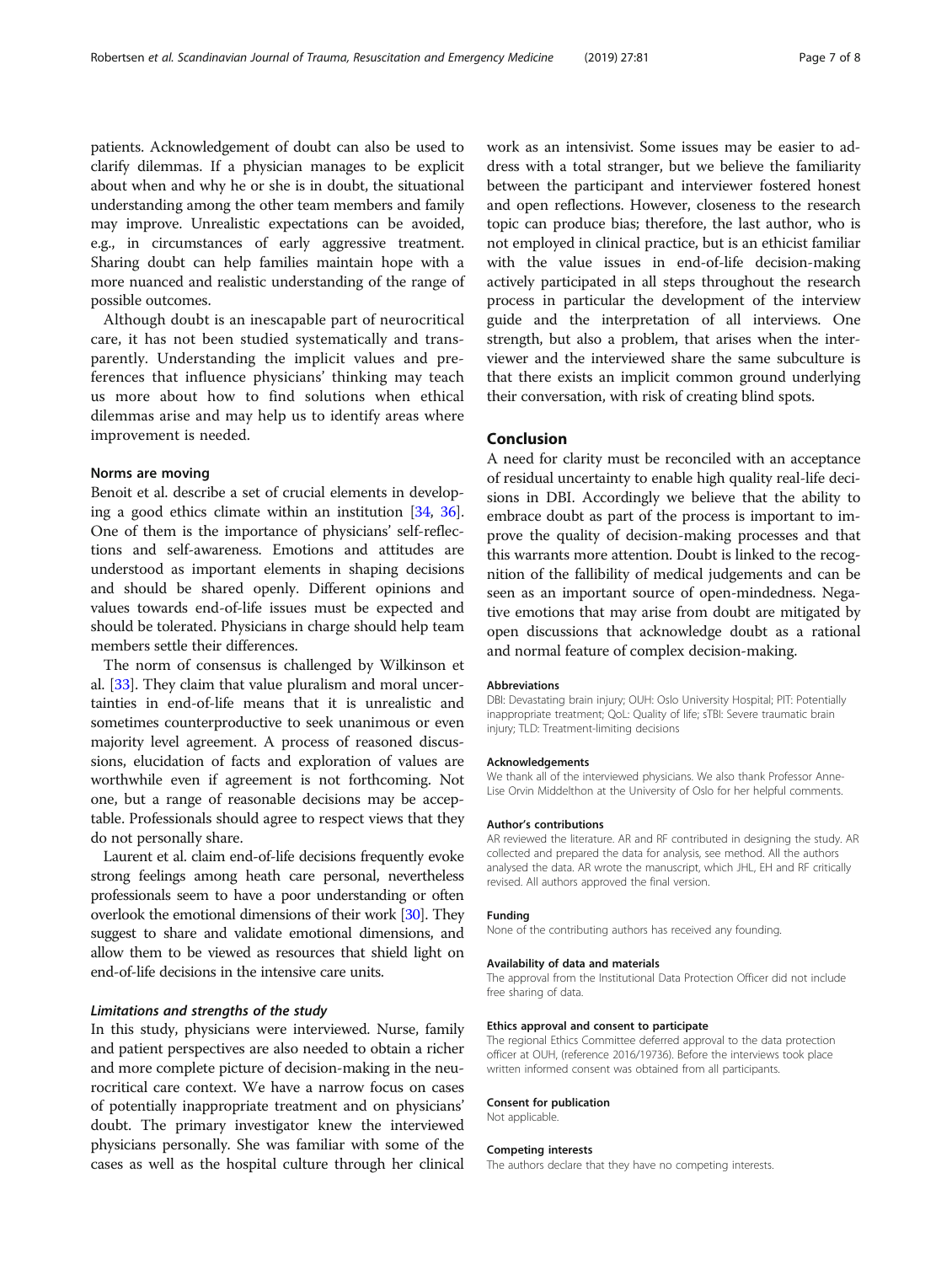patients. Acknowledgement of doubt can also be used to clarify dilemmas. If a physician manages to be explicit about when and why he or she is in doubt, the situational understanding among the other team members and family may improve. Unrealistic expectations can be avoided, e.g., in circumstances of early aggressive treatment. Sharing doubt can help families maintain hope with a more nuanced and realistic understanding of the range of possible outcomes.

Although doubt is an inescapable part of neurocritical care, it has not been studied systematically and transparently. Understanding the implicit values and preferences that influence physicians' thinking may teach us more about how to find solutions when ethical dilemmas arise and may help us to identify areas where improvement is needed.

### Norms are moving

Benoit et al. describe a set of crucial elements in developing a good ethics climate within an institution [34, 36]. One of them is the importance of physicians' self-reflections and self-awareness. Emotions and attitudes are understood as important elements in shaping decisions and should be shared openly. Different opinions and values towards end-of-life issues must be expected and should be tolerated. Physicians in charge should help team members settle their differences.

The norm of consensus is challenged by Wilkinson et al. [33]. They claim that value pluralism and moral uncertainties in end-of-life means that it is unrealistic and sometimes counterproductive to seek unanimous or even majority level agreement. A process of reasoned discussions, elucidation of facts and exploration of values are worthwhile even if agreement is not forthcoming. Not one, but a range of reasonable decisions may be acceptable. Professionals should agree to respect views that they do not personally share.

Laurent et al. claim end-of-life decisions frequently evoke strong feelings among heath care personal, nevertheless professionals seem to have a poor understanding or often overlook the emotional dimensions of their work [30]. They suggest to share and validate emotional dimensions, and allow them to be viewed as resources that shield light on end-of-life decisions in the intensive care units.

### *Limitations and strengths of the study*

In this study, physicians were interviewed. Nurse, family and patient perspectives are also needed to obtain a richer and more complete picture of decision-making in the neurocritical care context. We have a narrow focus on cases of potentially inappropriate treatment and on physicians' doubt. The primary investigator knew the interviewed physicians personally. She was familiar with some of the cases as well as the hospital culture through her clinical work as an intensivist. Some issues may be easier to address with a total stranger, but we believe the familiarity between the participant and interviewer fostered honest and open reflections. However, closeness to the research topic can produce bias; therefore, the last author, who is not employed in clinical practice, but is an ethicist familiar with the value issues in end-of-life decision-making actively participated in all steps throughout the research process in particular the development of the interview guide and the interpretation of all interviews. One strength, but also a problem, that arises when the interviewer and the interviewed share the same subculture is that there exists an implicit common ground underlying their conversation, with risk of creating blind spots.

## Conclusion

A need for clarity must be reconciled with an acceptance of residual uncertainty to enable high quality real-life decisions in DBI. Accordingly we believe that the ability to embrace doubt as part of the process is important to improve the quality of decision-making processes and that this warrants more attention. Doubt is linked to the recognition of the fallibility of medical judgements and can be seen as an important source of open-mindedness. Negative emotions that may arise from doubt are mitigated by open discussions that acknowledge doubt as a rational and normal feature of complex decision-making.

#### Abbreviations

DBI: Devastating brain injury; OUH: Oslo University Hospital; PIT: Potentially inappropriate treatment; QoL: Quality of life; sTBI: Severe traumatic brain injury; TLD: Treatment-limiting decisions

#### Acknowledgements

We thank all of the interviewed physicians. We also thank Professor Anne-Lise Orvin Middelthon at the University of Oslo for her helpful comments.

#### Author's contributions

AR reviewed the literature. AR and RF contributed in designing the study. AR collected and prepared the data for analysis, see method. All the authors analysed the data. AR wrote the manuscript, which JHL, EH and RF critically revised. All authors approved the final version.

#### Funding

None of the contributing authors has received any founding.

#### Availability of data and materials

The approval from the Institutional Data Protection Officer did not include free sharing of data.

#### Ethics approval and consent to participate

The regional Ethics Committee deferred approval to the data protection officer at OUH, (reference 2016/19736). Before the interviews took place written informed consent was obtained from all participants.

#### Consent for publication

Not applicable.

#### Competing interests

The authors declare that they have no competing interests.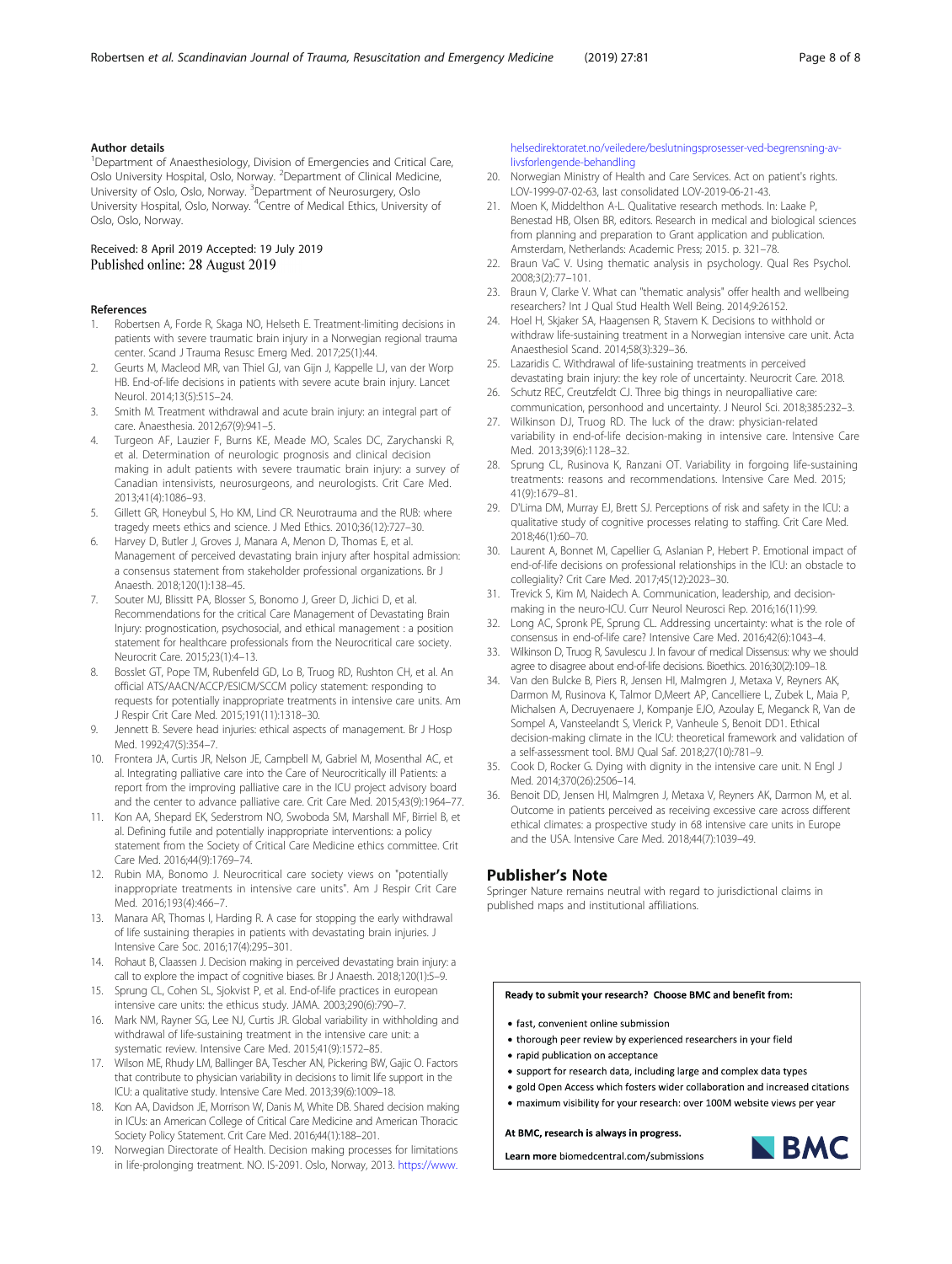### Author details

[1]Department of Anaesthesiology, Division of Emergencies and Critical Care, Oslo University Hospital, Oslo, Norway. [2]Department of Clinical Medicine, University of Oslo, Oslo, Norway. [3]Department of Neurosurgery, Oslo University Hospital, Oslo, Norway. [4]Centre of Medical Ethics, University of Oslo, Oslo, Norway.

Received: 8 April 2019 Accepted: 19 July 2019
Published online: 28 August 2019

### References

1. Robertsen A, Forde R, Skaga NO, Helseth E. Treatment-limiting decisions in patients with severe traumatic brain injury in a Norwegian regional trauma center. Scand J Trauma Resusc Emerg Med. 2017;25(1):44.
2. Geurts M, Macleod MR, van Thiel GJ, van Gijn J, Kappelle LJ, van der Worp HB. End-of-life decisions in patients with severe acute brain injury. Lancet Neurol. 2014;13(5):515–24.
3. Smith M. Treatment withdrawal and acute brain injury: an integral part of care. Anaesthesia. 2012;67(9):941–5.
4. Turgeon AF, Lauzier F, Burns KE, Meade MO, Scales DC, Zarychanski R, et al. Determination of neurologic prognosis and clinical decision making in adult patients with severe traumatic brain injury: a survey of Canadian intensivists, neurosurgeons, and neurologists. Crit Care Med. 2013;41(4):1086–93.
5. Gillett GR, Honeybul S, Ho KM, Lind CR. Neurotrauma and the RUB: where tragedy meets ethics and science. J Med Ethics. 2010;36(12):727–30.
6. Harvey D, Butler J, Groves J, Manara A, Menon D, Thomas E, et al. Management of perceived devastating brain injury after hospital admission: a consensus statement from stakeholder professional organizations. Br J Anaesth. 2018;120(1):138–45.
7. Souter MJ, Blissitt PA, Blosser S, Bonomo J, Greer D, Jichici D, et al. Recommendations for the critical Care Management of Devastating Brain Injury: prognostication, psychosocial, and ethical management : a position statement for healthcare professionals from the Neurocritical care society. Neurocrit Care. 2015;23(1):4–13.
8. Bosslet GT, Pope TM, Rubenfeld GD, Lo B, Truog RD, Rushton CH, et al. An official ATS/AACN/ACCP/ESICM/SCCM policy statement: responding to requests for potentially inappropriate treatments in intensive care units. Am J Respir Crit Care Med. 2015;191(11):1318–30.
9. Jennett B. Severe head injuries: ethical aspects of management. Br J Hosp Med. 1992;47(5):354–7.
10. Frontera JA, Curtis JR, Nelson JE, Campbell M, Gabriel M, Mosenthal AC, et al. Integrating palliative care into the Care of Neurocritically ill Patients: a report from the improving palliative care in the ICU project advisory board and the center to advance palliative care. Crit Care Med. 2015;43(9):1964–77.
11. Kon AA, Shepard EK, Sederstrom NO, Swoboda SM, Marshall MF, Birriel B, et al. Defining futile and potentially inappropriate interventions: a policy statement from the Society of Critical Care Medicine ethics committee. Crit Care Med. 2016;44(9):1769–74.
12. Rubin MA, Bonomo J. Neurocritical care society views on "potentially inappropriate treatments in intensive care units". Am J Respir Crit Care Med. 2016;193(4):466–7.
13. Manara AR, Thomas I, Harding R. A case for stopping the early withdrawal of life sustaining therapies in patients with devastating brain injuries. J Intensive Care Soc. 2016;17(4):295–301.
14. Rohaut B, Claassen J. Decision making in perceived devastating brain injury: a call to explore the impact of cognitive biases. Br J Anaesth. 2018;120(1):5–9.
15. Sprung CL, Cohen SL, Sjokvist P, et al. End-of-life practices in european intensive care units: the ethicus study. JAMA. 2003;290(6):790–7.
16. Mark NM, Rayner SG, Lee NJ, Curtis JR. Global variability in withholding and withdrawal of life-sustaining treatment in the intensive care unit: a systematic review. Intensive Care Med. 2015;41(9):1572–85.
17. Wilson ME, Rhudy LM, Ballinger BA, Tescher AN, Pickering BW, Gajic O. Factors that contribute to physician variability in decisions to limit life support in the ICU: a qualitative study. Intensive Care Med. 2013;39(6):1009–18.
18. Kon AA, Davidson JE, Morrison W, Danis M, White DB. Shared decision making in ICUs: an American College of Critical Care Medicine and American Thoracic Society Policy Statement. Crit Care Med. 2016;44(1):188–201.
19. Norwegian Directorate of Health. Decision making processes for limitations in life-prolonging treatment. NO. IS-2091. Oslo, Norway, 2013. https://www.helsedirektoratet.no/veiledere/beslutningsprosesser-ved-begrensning-av-livsforlengende-behandling
20. Norwegian Ministry of Health and Care Services. Act on patient's rights. LOV-1999-07-02-63, last consolidated LOV-2019-06-21-43.
21. Moen K, Middelthon A-L. Qualitative research methods. In: Laake P, Benestad HB, Olsen BR, editors. Research in medical and biological sciences from planning and preparation to Grant application and publication. Amsterdam, Netherlands: Academic Press; 2015. p. 321–78.
22. Braun VaC V. Using thematic analysis in psychology. Qual Res Psychol. 2008;3(2):77–101.
23. Braun V, Clarke V. What can "thematic analysis" offer health and wellbeing researchers? Int J Qual Stud Health Well Being. 2014;9:26152.
24. Hoel H, Skjaker SA, Haagensen R, Stavem K. Decisions to withhold or withdraw life-sustaining treatment in a Norwegian intensive care unit. Acta Anaesthesiol Scand. 2014;58(3):329–36.
25. Lazaridis C. Withdrawal of life-sustaining treatments in perceived devastating brain injury: the key role of uncertainty. Neurocrit Care. 2018.
26. Schutz REC, Creutzfeldt CJ. Three big things in neuropalliative care: communication, personhood and uncertainty. J Neurol Sci. 2018;385:232–3.
27. Wilkinson DJ, Truog RD. The luck of the draw: physician-related variability in end-of-life decision-making in intensive care. Intensive Care Med. 2013;39(6):1128–32.
28. Sprung CL, Rusinova K, Ranzani OT. Variability in forgoing life-sustaining treatments: reasons and recommendations. Intensive Care Med. 2015; 41(9):1679–81.
29. D'Lima DM, Murray EJ, Brett SJ. Perceptions of risk and safety in the ICU: a qualitative study of cognitive processes relating to staffing. Crit Care Med. 2018;46(1):60–70.
30. Laurent A, Bonnet M, Capellier G, Aslanian P, Hebert P. Emotional impact of end-of-life decisions on professional relationships in the ICU: an obstacle to collegiality? Crit Care Med. 2017;45(12):2023–30.
31. Trevick S, Kim M, Naidech A. Communication, leadership, and decision-making in the neuro-ICU. Curr Neurol Neurosci Rep. 2016;16(11):99.
32. Long AC, Spronk PE, Sprung CL. Addressing uncertainty: what is the role of consensus in end-of-life care? Intensive Care Med. 2016;42(6):1043–4.
33. Wilkinson D, Truog R, Savulescu J. In favour of medical Dissensus: why we should agree to disagree about end-of-life decisions. Bioethics. 2016;30(2):109–18.
34. Van den Bulcke B, Piers R, Jensen HI, Malmgren J, Metaxa V, Reyners AK, Darmon M, Rusinova K, Talmor D,Meert AP, Cancelliere L, Zubek L, Maia P, Michalsen A, Decruyenaere J, Kompanje EJO, Azoulay E, Meganck R, Van de Sompel A, Vansteelandt S, Vlerick P, Vanheule S, Benoit DD1. Ethical decision-making climate in the ICU: theoretical framework and validation of a self-assessment tool. BMJ Qual Saf. 2018;27(10):781–9.
35. Cook D, Rocker G. Dying with dignity in the intensive care unit. N Engl J Med. 2014;370(26):2506–14.
36. Benoit DD, Jensen HI, Malmgren J, Metaxa V, Reyners AK, Darmon M, et al. Outcome in patients perceived as receiving excessive care across different ethical climates: a prospective study in 68 intensive care units in Europe and the USA. Intensive Care Med. 2018;44(7):1039–49.

## Publisher's Note

Springer Nature remains neutral with regard to jurisdictional claims in published maps and institutional affiliations.

**Ready to submit your research? Choose BMC and benefit from:**

- fast, convenient online submission
- thorough peer review by experienced researchers in your field
- rapid publication on acceptance
- support for research data, including large and complex data types
- gold Open Access which fosters wider collaboration and increased citations
- maximum visibility for your research: over 100M website views per year

**At BMC, research is always in progress.**

**Learn more** biomedcentral.com/submissions

BMC